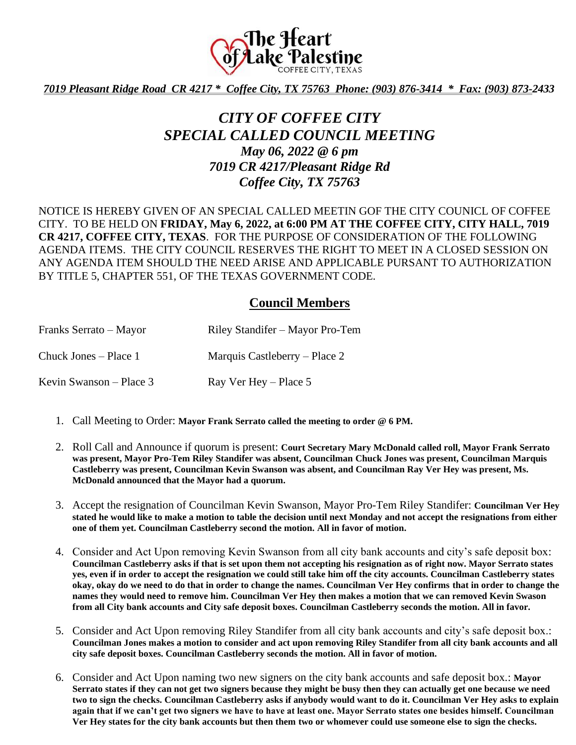The Heart of Lake Palestine
COFFEE CITY, TEXAS

*7019 Pleasant Ridge Road CR 4217 * Coffee City, TX 75763 Phone: (903) 876-3414 * Fax: (903) 873-2433*

# *CITY OF COFFEE CITY*
# *SPECIAL CALLED COUNCIL MEETING*
### *May 06, 2022 @ 6 pm*
### *7019 CR 4217/Pleasant Ridge Rd*
### *Coffee City, TX 75763*

NOTICE IS HEREBY GIVEN OF AN SPECIAL CALLED MEETIN GOF THE CITY COUNICL OF COFFEE CITY. TO BE HELD ON **FRIDAY, May 6, 2022, at 6:00 PM AT THE COFFEE CITY, CITY HALL, 7019 CR 4217, COFFEE CITY, TEXAS**. FOR THE PURPOSE OF CONSIDERATION OF THE FOLLOWING AGENDA ITEMS. THE CITY COUNCIL RESERVES THE RIGHT TO MEET IN A CLOSED SESSION ON ANY AGENDA ITEM SHOULD THE NEED ARISE AND APPLICABLE PURSANT TO AUTHORIZATION BY TITLE 5, CHAPTER 551, OF THE TEXAS GOVERNMENT CODE.

## Council Members

Franks Serrato – Mayor
Riley Standifer – Mayor Pro-Tem

Chuck Jones – Place 1
Marquis Castleberry – Place 2

Kevin Swanson – Place 3
Ray Ver Hey – Place 5

1. Call Meeting to Order: **Mayor Frank Serrato called the meeting to order @ 6 PM.**

2. Roll Call and Announce if quorum is present: **Court Secretary Mary McDonald called roll, Mayor Frank Serrato was present, Mayor Pro-Tem Riley Standifer was absent, Councilman Chuck Jones was present, Councilman Marquis Castleberry was present, Councilman Kevin Swanson was absent, and Councilman Ray Ver Hey was present, Ms. McDonald announced that the Mayor had a quorum.**

3. Accept the resignation of Councilman Kevin Swanson, Mayor Pro-Tem Riley Standifer: **Councilman Ver Hey stated he would like to make a motion to table the decision until next Monday and not accept the resignations from either one of them yet. Councilman Castleberry second the motion. All in favor of motion.**

4. Consider and Act Upon removing Kevin Swanson from all city bank accounts and city's safe deposit box: **Councilman Castleberry asks if that is set upon them not accepting his resignation as of right now. Mayor Serrato states yes, even if in order to accept the resignation we could still take him off the city accounts. Councilman Castleberry states okay, okay do we need to do that in order to change the names. Councilman Ver Hey confirms that in order to change the names they would need to remove him. Councilman Ver Hey then makes a motion that we can removed Kevin Swason from all City bank accounts and City safe deposit boxes. Councilman Castleberry seconds the motion. All in favor.**

5. Consider and Act Upon removing Riley Standifer from all city bank accounts and city's safe deposit box.: **Councilman Jones makes a motion to consider and act upon removing Riley Standifer from all city bank accounts and all city safe deposit boxes. Councilman Castleberry seconds the motion. All in favor of motion.**

6. Consider and Act Upon naming two new signers on the city bank accounts and safe deposit box.: **Mayor Serrato states if they can not get two signers because they might be busy then they can actually get one because we need two to sign the checks. Councilman Castleberry asks if anybody would want to do it. Councilman Ver Hey asks to explain again that if we can't get two signers we have to have at least one. Mayor Serrato states one besides himself. Councilman Ver Hey states for the city bank accounts but then them two or whomever could use someone else to sign the checks.**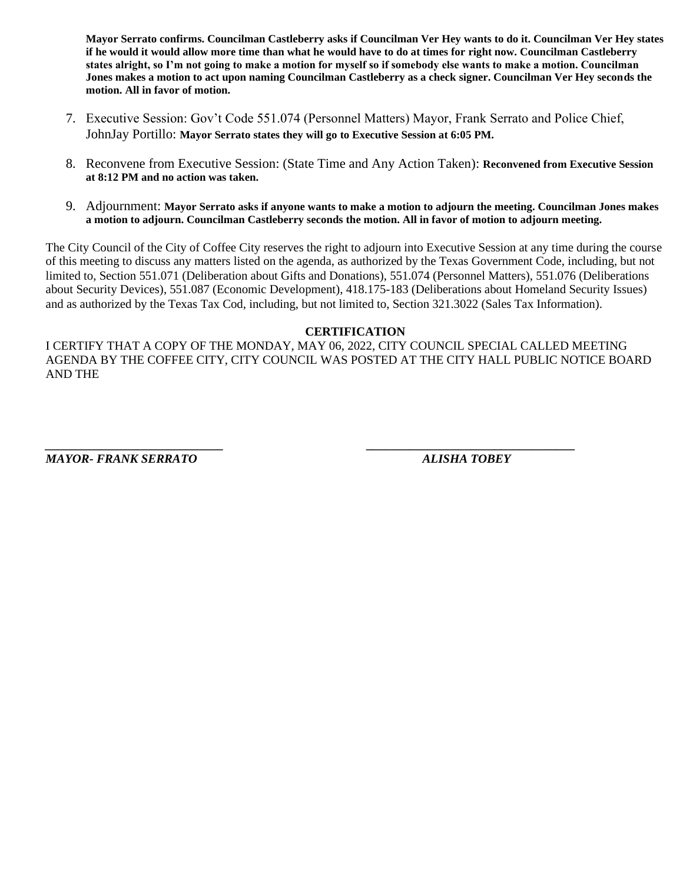**Mayor Serrato confirms. Councilman Castleberry asks if Councilman Ver Hey wants to do it. Councilman Ver Hey states if he would it would allow more time than what he would have to do at times for right now. Councilman Castleberry states alright, so I'm not going to make a motion for myself so if somebody else wants to make a motion. Councilman Jones makes a motion to act upon naming Councilman Castleberry as a check signer. Councilman Ver Hey seconds the motion. All in favor of motion.**

7. Executive Session: Gov't Code 551.074 (Personnel Matters) Mayor, Frank Serrato and Police Chief, JohnJay Portillo: **Mayor Serrato states they will go to Executive Session at 6:05 PM.**

8. Reconvene from Executive Session: (State Time and Any Action Taken): **Reconvened from Executive Session at 8:12 PM and no action was taken.**

9. Adjournment: **Mayor Serrato asks if anyone wants to make a motion to adjourn the meeting. Councilman Jones makes a motion to adjourn. Councilman Castleberry seconds the motion. All in favor of motion to adjourn meeting.**

The City Council of the City of Coffee City reserves the right to adjourn into Executive Session at any time during the course of this meeting to discuss any matters listed on the agenda, as authorized by the Texas Government Code, including, but not limited to, Section 551.071 (Deliberation about Gifts and Donations), 551.074 (Personnel Matters), 551.076 (Deliberations about Security Devices), 551.087 (Economic Development), 418.175-183 (Deliberations about Homeland Security Issues) and as authorized by the Texas Tax Cod, including, but not limited to, Section 321.3022 (Sales Tax Information).

**CERTIFICATION**

I CERTIFY THAT A COPY OF THE MONDAY, MAY 06, 2022, CITY COUNCIL SPECIAL CALLED MEETING AGENDA BY THE COFFEE CITY, CITY COUNCIL WAS POSTED AT THE CITY HALL PUBLIC NOTICE BOARD AND THE

\_\_\_\_\_\_\_\_\_\_\_\_\_\_\_\_\_\_\_\_\_\_\_\_\_\_\_\_ \_\_\_\_\_\_\_\_\_\_\_\_\_\_\_\_\_\_\_\_\_\_\_\_\_\_\_\_\_\_\_\_\_\_

***MAYOR- FRANK SERRATO*** ***ALISHA TOBEY***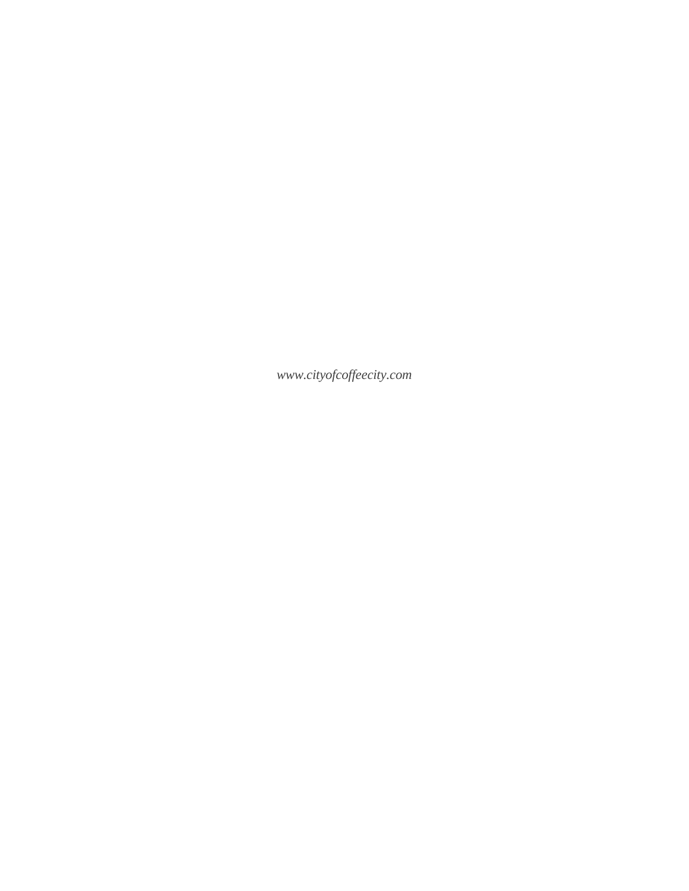*www.cityofcoffeecity.com*